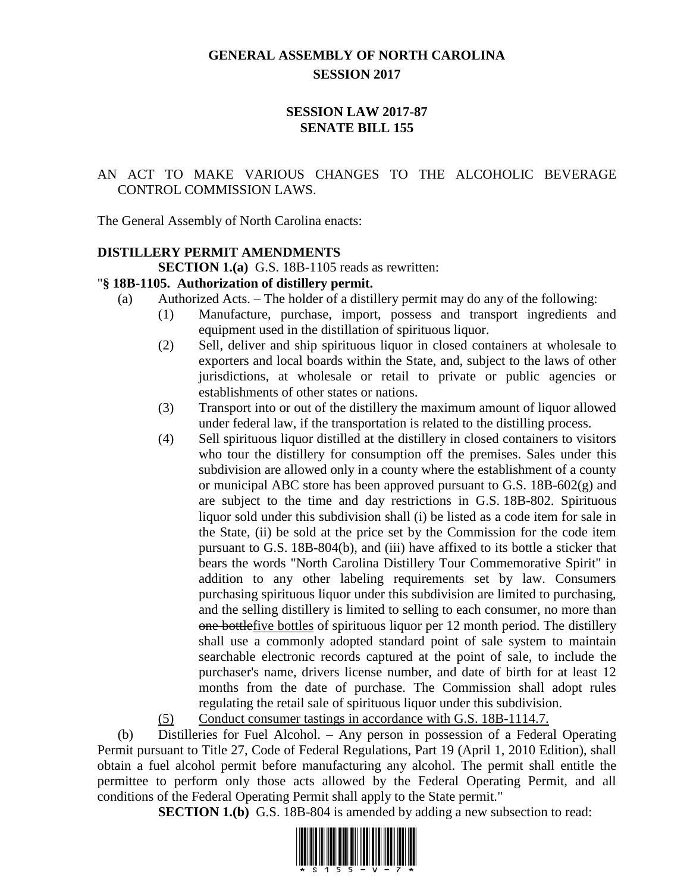# GENERAL ASSEMBLY OF NORTH CAROLINA
# SESSION 2017

## SESSION LAW 2017-87
## SENATE BILL 155

AN ACT TO MAKE VARIOUS CHANGES TO THE ALCOHOLIC BEVERAGE CONTROL COMMISSION LAWS.

The General Assembly of North Carolina enacts:

**DISTILLERY PERMIT AMENDMENTS**

**SECTION 1.(a)** G.S. 18B-1105 reads as rewritten:

"**§ 18B-1105. Authorization of distillery permit.**

(a) Authorized Acts. – The holder of a distillery permit may do any of the following:

(1) Manufacture, purchase, import, possess and transport ingredients and equipment used in the distillation of spirituous liquor.

(2) Sell, deliver and ship spirituous liquor in closed containers at wholesale to exporters and local boards within the State, and, subject to the laws of other jurisdictions, at wholesale or retail to private or public agencies or establishments of other states or nations.

(3) Transport into or out of the distillery the maximum amount of liquor allowed under federal law, if the transportation is related to the distilling process.

(4) Sell spirituous liquor distilled at the distillery in closed containers to visitors who tour the distillery for consumption off the premises. Sales under this subdivision are allowed only in a county where the establishment of a county or municipal ABC store has been approved pursuant to G.S. 18B-602(g) and are subject to the time and day restrictions in G.S. 18B-802. Spirituous liquor sold under this subdivision shall (i) be listed as a code item for sale in the State, (ii) be sold at the price set by the Commission for the code item pursuant to G.S. 18B-804(b), and (iii) have affixed to its bottle a sticker that bears the words "North Carolina Distillery Tour Commemorative Spirit" in addition to any other labeling requirements set by law. Consumers purchasing spirituous liquor under this subdivision are limited to purchasing, and the selling distillery is limited to selling to each consumer, no more than ~~one bottle~~<u>five bottles</u> of spirituous liquor per 12 month period. The distillery shall use a commonly adopted standard point of sale system to maintain searchable electronic records captured at the point of sale, to include the purchaser's name, drivers license number, and date of birth for at least 12 months from the date of purchase. The Commission shall adopt rules regulating the retail sale of spirituous liquor under this subdivision.

<u>(5) Conduct consumer tastings in accordance with G.S. 18B-1114.7.</u>

(b) Distilleries for Fuel Alcohol. – Any person in possession of a Federal Operating Permit pursuant to Title 27, Code of Federal Regulations, Part 19 (April 1, 2010 Edition), shall obtain a fuel alcohol permit before manufacturing any alcohol. The permit shall entitle the permittee to perform only those acts allowed by the Federal Operating Permit, and all conditions of the Federal Operating Permit shall apply to the State permit."

**SECTION 1.(b)** G.S. 18B-804 is amended by adding a new subsection to read: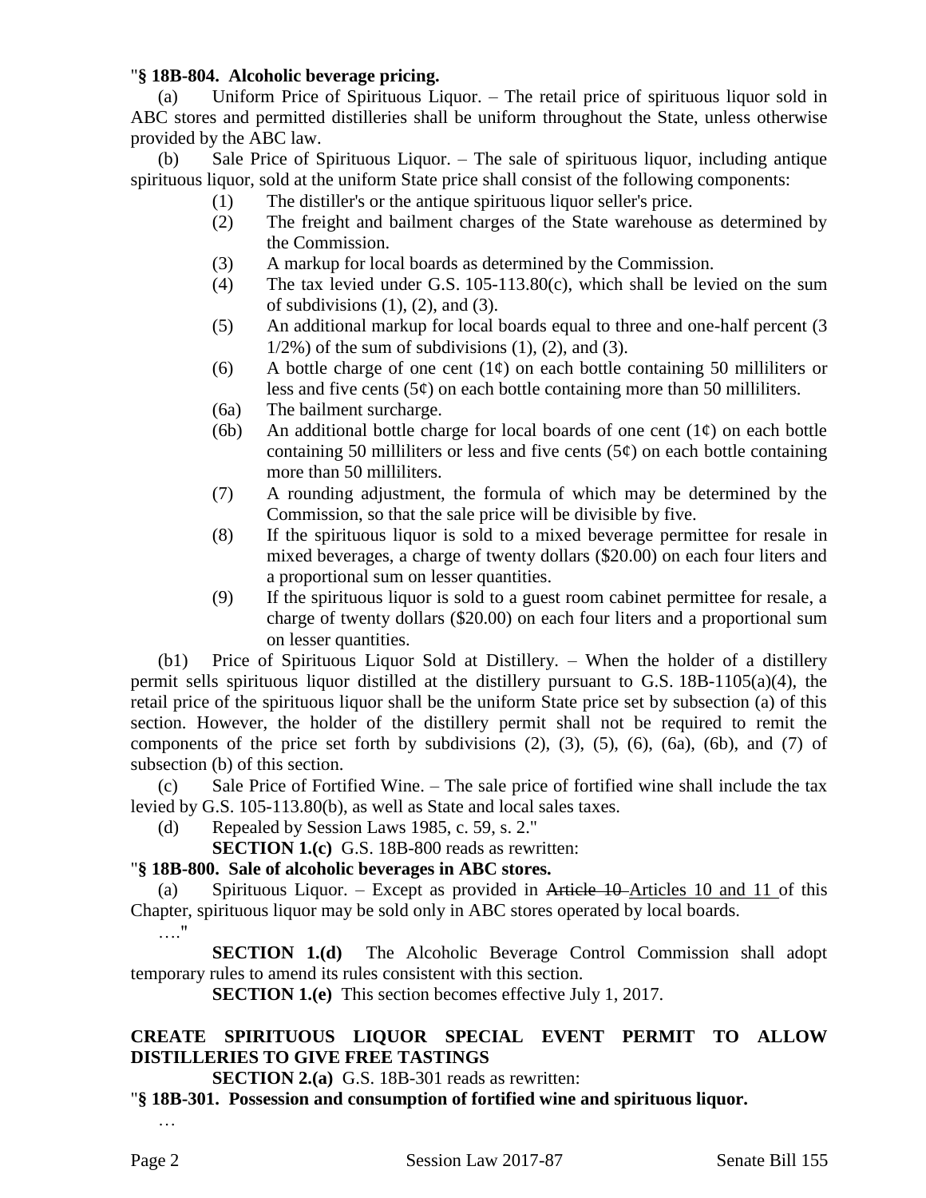"**§ 18B-804. Alcoholic beverage pricing.**

(a) Uniform Price of Spirituous Liquor. – The retail price of spirituous liquor sold in ABC stores and permitted distilleries shall be uniform throughout the State, unless otherwise provided by the ABC law.

(b) Sale Price of Spirituous Liquor. – The sale of spirituous liquor, including antique spirituous liquor, sold at the uniform State price shall consist of the following components:

(1) The distiller's or the antique spirituous liquor seller's price.

(2) The freight and bailment charges of the State warehouse as determined by the Commission.

(3) A markup for local boards as determined by the Commission.

(4) The tax levied under G.S. 105-113.80(c), which shall be levied on the sum of subdivisions (1), (2), and (3).

(5) An additional markup for local boards equal to three and one-half percent (3 1/2%) of the sum of subdivisions (1), (2), and (3).

(6) A bottle charge of one cent (1¢) on each bottle containing 50 milliliters or less and five cents (5¢) on each bottle containing more than 50 milliliters.

(6a) The bailment surcharge.

(6b) An additional bottle charge for local boards of one cent (1¢) on each bottle containing 50 milliliters or less and five cents (5¢) on each bottle containing more than 50 milliliters.

(7) A rounding adjustment, the formula of which may be determined by the Commission, so that the sale price will be divisible by five.

(8) If the spirituous liquor is sold to a mixed beverage permittee for resale in mixed beverages, a charge of twenty dollars ($20.00) on each four liters and a proportional sum on lesser quantities.

(9) If the spirituous liquor is sold to a guest room cabinet permittee for resale, a charge of twenty dollars ($20.00) on each four liters and a proportional sum on lesser quantities.

(b1) Price of Spirituous Liquor Sold at Distillery. – When the holder of a distillery permit sells spirituous liquor distilled at the distillery pursuant to G.S. 18B-1105(a)(4), the retail price of the spirituous liquor shall be the uniform State price set by subsection (a) of this section. However, the holder of the distillery permit shall not be required to remit the components of the price set forth by subdivisions (2), (3), (5), (6), (6a), (6b), and (7) of subsection (b) of this section.

(c) Sale Price of Fortified Wine. – The sale price of fortified wine shall include the tax levied by G.S. 105-113.80(b), as well as State and local sales taxes.

(d) Repealed by Session Laws 1985, c. 59, s. 2."

**SECTION 1.(c)** G.S. 18B-800 reads as rewritten:

"**§ 18B-800. Sale of alcoholic beverages in ABC stores.**

(a) Spirituous Liquor. – Except as provided in ~~Article 10~~ Articles 10 and 11 of this Chapter, spirituous liquor may be sold only in ABC stores operated by local boards.

…."

**SECTION 1.(d)** The Alcoholic Beverage Control Commission shall adopt temporary rules to amend its rules consistent with this section.

**SECTION 1.(e)** This section becomes effective July 1, 2017.

**CREATE SPIRITUOUS LIQUOR SPECIAL EVENT PERMIT TO ALLOW DISTILLERIES TO GIVE FREE TASTINGS**

**SECTION 2.(a)** G.S. 18B-301 reads as rewritten:

"**§ 18B-301. Possession and consumption of fortified wine and spirituous liquor.**

…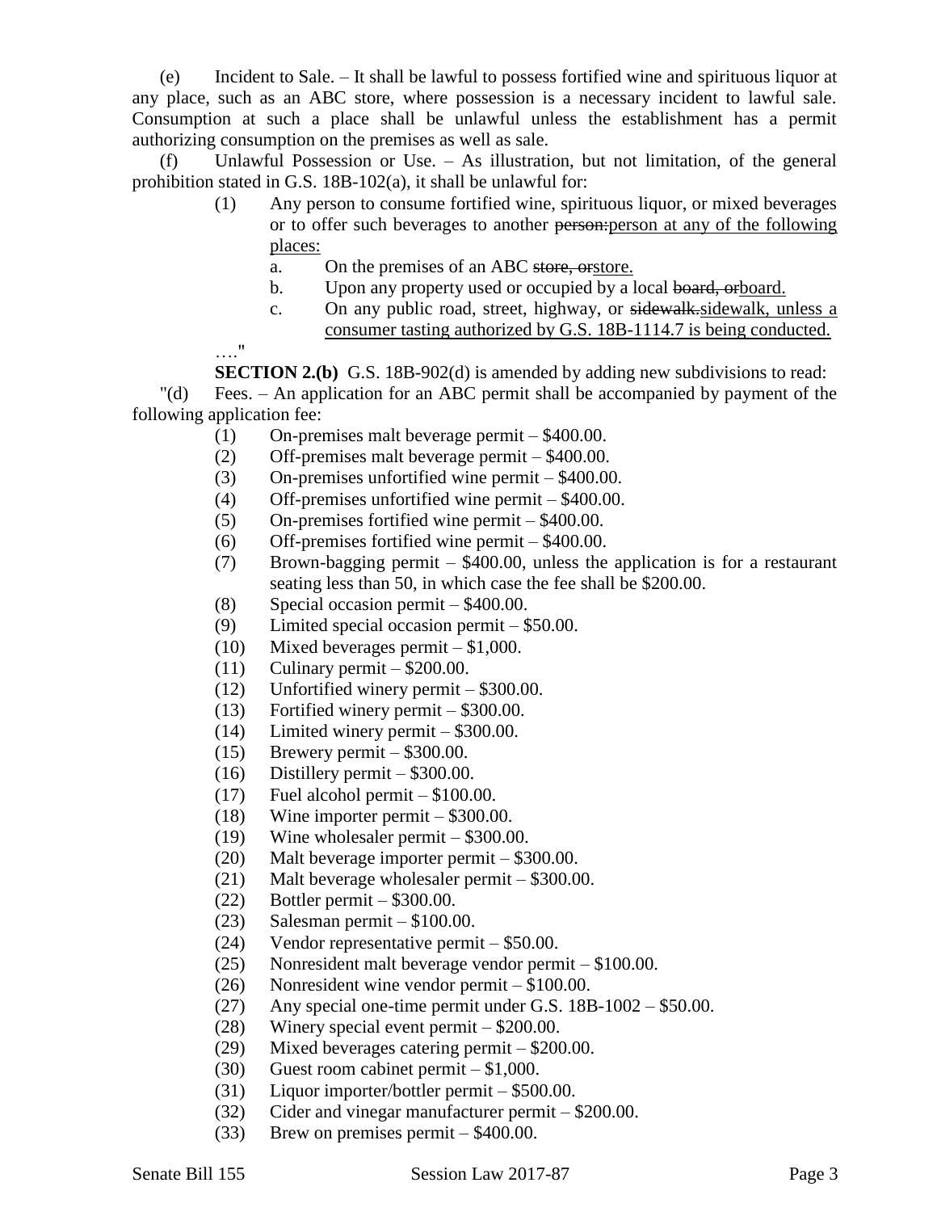(e) Incident to Sale. – It shall be lawful to possess fortified wine and spirituous liquor at any place, such as an ABC store, where possession is a necessary incident to lawful sale. Consumption at such a place shall be unlawful unless the establishment has a permit authorizing consumption on the premises as well as sale.

(f) Unlawful Possession or Use. – As illustration, but not limitation, of the general prohibition stated in G.S. 18B-102(a), it shall be unlawful for:

(1) Any person to consume fortified wine, spirituous liquor, or mixed beverages or to offer such beverages to another ~~person:~~<u>person at any of the following places:</u>

a. On the premises of an ABC ~~store, or~~<u>store.</u>

b. Upon any property used or occupied by a local ~~board, or~~<u>board.</u>

c. On any public road, street, highway, or ~~sidewalk.~~<u>sidewalk, unless a consumer tasting authorized by G.S. 18B-1114.7 is being conducted.</u>

…."

**SECTION 2.(b)** G.S. 18B-902(d) is amended by adding new subdivisions to read:

"(d) Fees. – An application for an ABC permit shall be accompanied by payment of the following application fee:

(1) On-premises malt beverage permit – $400.00.
(2) Off-premises malt beverage permit – $400.00.
(3) On-premises unfortified wine permit – $400.00.
(4) Off-premises unfortified wine permit – $400.00.
(5) On-premises fortified wine permit – $400.00.
(6) Off-premises fortified wine permit – $400.00.
(7) Brown-bagging permit – $400.00, unless the application is for a restaurant seating less than 50, in which case the fee shall be $200.00.
(8) Special occasion permit – $400.00.
(9) Limited special occasion permit – $50.00.
(10) Mixed beverages permit – $1,000.
(11) Culinary permit – $200.00.
(12) Unfortified winery permit – $300.00.
(13) Fortified winery permit – $300.00.
(14) Limited winery permit – $300.00.
(15) Brewery permit – $300.00.
(16) Distillery permit – $300.00.
(17) Fuel alcohol permit – $100.00.
(18) Wine importer permit – $300.00.
(19) Wine wholesaler permit – $300.00.
(20) Malt beverage importer permit – $300.00.
(21) Malt beverage wholesaler permit – $300.00.
(22) Bottler permit – $300.00.
(23) Salesman permit – $100.00.
(24) Vendor representative permit – $50.00.
(25) Nonresident malt beverage vendor permit – $100.00.
(26) Nonresident wine vendor permit – $100.00.
(27) Any special one-time permit under G.S. 18B-1002 – $50.00.
(28) Winery special event permit – $200.00.
(29) Mixed beverages catering permit – $200.00.
(30) Guest room cabinet permit – $1,000.
(31) Liquor importer/bottler permit – $500.00.
(32) Cider and vinegar manufacturer permit – $200.00.
(33) Brew on premises permit – $400.00.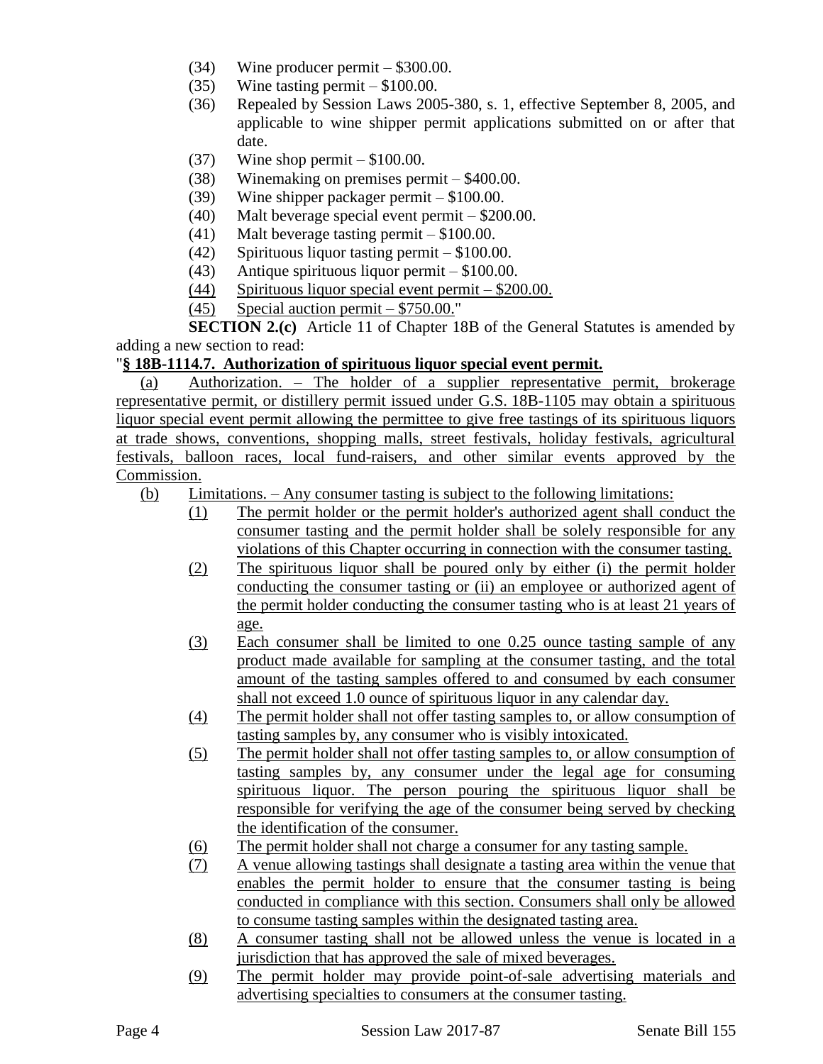(34) Wine producer permit – \$300.00.
(35) Wine tasting permit – \$100.00.
(36) Repealed by Session Laws 2005-380, s. 1, effective September 8, 2005, and applicable to wine shipper permit applications submitted on or after that date.
(37) Wine shop permit – \$100.00.
(38) Winemaking on premises permit – \$400.00.
(39) Wine shipper packager permit – \$100.00.
(40) Malt beverage special event permit – \$200.00.
(41) Malt beverage tasting permit – \$100.00.
(42) Spirituous liquor tasting permit – \$100.00.
(43) Antique spirituous liquor permit – \$100.00.
(44) Spirituous liquor special event permit – \$200.00.
(45) Special auction permit – \$750.00."

**SECTION 2.(c)** Article 11 of Chapter 18B of the General Statutes is amended by adding a new section to read:

"**§ 18B-1114.7. Authorization of spirituous liquor special event permit.**

(a) Authorization. – The holder of a supplier representative permit, brokerage representative permit, or distillery permit issued under G.S. 18B-1105 may obtain a spirituous liquor special event permit allowing the permittee to give free tastings of its spirituous liquors at trade shows, conventions, shopping malls, street festivals, holiday festivals, agricultural festivals, balloon races, local fund-raisers, and other similar events approved by the Commission.

(b) Limitations. – Any consumer tasting is subject to the following limitations:

(1) The permit holder or the permit holder's authorized agent shall conduct the consumer tasting and the permit holder shall be solely responsible for any violations of this Chapter occurring in connection with the consumer tasting.
(2) The spirituous liquor shall be poured only by either (i) the permit holder conducting the consumer tasting or (ii) an employee or authorized agent of the permit holder conducting the consumer tasting who is at least 21 years of age.
(3) Each consumer shall be limited to one 0.25 ounce tasting sample of any product made available for sampling at the consumer tasting, and the total amount of the tasting samples offered to and consumed by each consumer shall not exceed 1.0 ounce of spirituous liquor in any calendar day.
(4) The permit holder shall not offer tasting samples to, or allow consumption of tasting samples by, any consumer who is visibly intoxicated.
(5) The permit holder shall not offer tasting samples to, or allow consumption of tasting samples by, any consumer under the legal age for consuming spirituous liquor. The person pouring the spirituous liquor shall be responsible for verifying the age of the consumer being served by checking the identification of the consumer.
(6) The permit holder shall not charge a consumer for any tasting sample.
(7) A venue allowing tastings shall designate a tasting area within the venue that enables the permit holder to ensure that the consumer tasting is being conducted in compliance with this section. Consumers shall only be allowed to consume tasting samples within the designated tasting area.
(8) A consumer tasting shall not be allowed unless the venue is located in a jurisdiction that has approved the sale of mixed beverages.
(9) The permit holder may provide point-of-sale advertising materials and advertising specialties to consumers at the consumer tasting.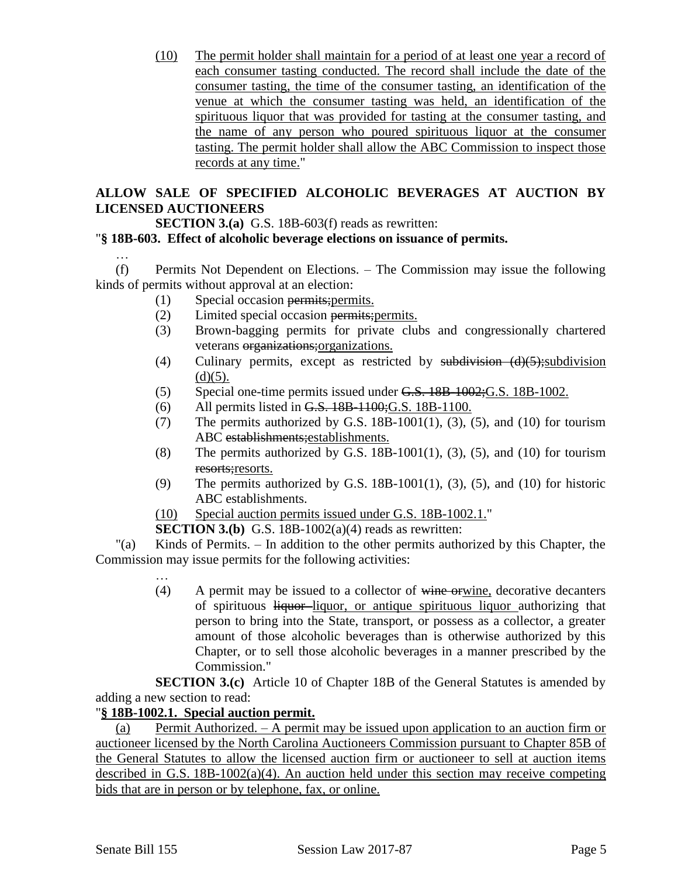(10) The permit holder shall maintain for a period of at least one year a record of each consumer tasting conducted. The record shall include the date of the consumer tasting, the time of the consumer tasting, an identification of the venue at which the consumer tasting was held, an identification of the spirituous liquor that was provided for tasting at the consumer tasting, and the name of any person who poured spirituous liquor at the consumer tasting. The permit holder shall allow the ABC Commission to inspect those records at any time."

**ALLOW SALE OF SPECIFIED ALCOHOLIC BEVERAGES AT AUCTION BY LICENSED AUCTIONEERS**

**SECTION 3.(a)** G.S. 18B-603(f) reads as rewritten:

"**§ 18B-603. Effect of alcoholic beverage elections on issuance of permits.**

…

(f) Permits Not Dependent on Elections. – The Commission may issue the following kinds of permits without approval at an election:

(1) Special occasion ~~permits;~~permits.

(2) Limited special occasion ~~permits;~~permits.

(3) Brown-bagging permits for private clubs and congressionally chartered veterans ~~organizations;~~organizations.

(4) Culinary permits, except as restricted by ~~subdivision (d)(5);~~subdivision (d)(5).

(5) Special one-time permits issued under ~~G.S. 18B-1002;~~G.S. 18B-1002.

(6) All permits listed in ~~G.S. 18B-1100;~~G.S. 18B-1100.

(7) The permits authorized by G.S. 18B-1001(1), (3), (5), and (10) for tourism ABC ~~establishments;~~establishments.

(8) The permits authorized by G.S. 18B-1001(1), (3), (5), and (10) for tourism ~~resorts;~~resorts.

(9) The permits authorized by G.S. 18B-1001(1), (3), (5), and (10) for historic ABC establishments.

(10) Special auction permits issued under G.S. 18B-1002.1."

**SECTION 3.(b)** G.S. 18B-1002(a)(4) reads as rewritten:

"(a) Kinds of Permits. – In addition to the other permits authorized by this Chapter, the Commission may issue permits for the following activities:

…

(4) A permit may be issued to a collector of ~~wine or~~wine, decorative decanters of spirituous ~~liquor~~ liquor, or antique spirituous liquor authorizing that person to bring into the State, transport, or possess as a collector, a greater amount of those alcoholic beverages than is otherwise authorized by this Chapter, or to sell those alcoholic beverages in a manner prescribed by the Commission."

**SECTION 3.(c)** Article 10 of Chapter 18B of the General Statutes is amended by adding a new section to read:

"**§ 18B-1002.1. Special auction permit.**

(a) Permit Authorized. – A permit may be issued upon application to an auction firm or auctioneer licensed by the North Carolina Auctioneers Commission pursuant to Chapter 85B of the General Statutes to allow the licensed auction firm or auctioneer to sell at auction items described in G.S. 18B-1002(a)(4). An auction held under this section may receive competing bids that are in person or by telephone, fax, or online.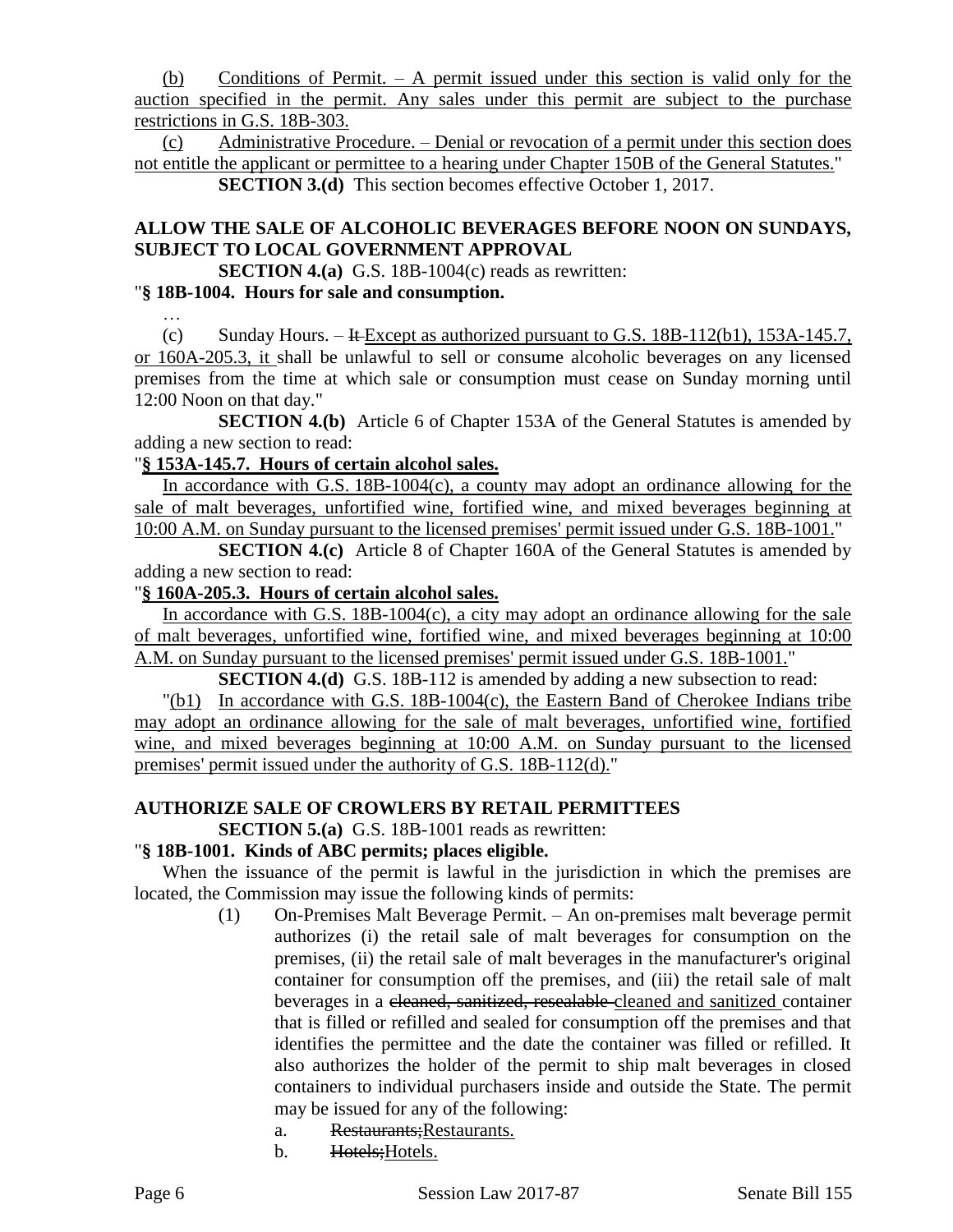(b) Conditions of Permit. – A permit issued under this section is valid only for the auction specified in the permit. Any sales under this permit are subject to the purchase restrictions in G.S. 18B-303.

(c) Administrative Procedure. – Denial or revocation of a permit under this section does not entitle the applicant or permittee to a hearing under Chapter 150B of the General Statutes."

**SECTION 3.(d)** This section becomes effective October 1, 2017.

**ALLOW THE SALE OF ALCOHOLIC BEVERAGES BEFORE NOON ON SUNDAYS, SUBJECT TO LOCAL GOVERNMENT APPROVAL**

**SECTION 4.(a)** G.S. 18B-1004(c) reads as rewritten:

"**§ 18B-1004. Hours for sale and consumption.**

…

(c) Sunday Hours. – ~~It~~ Except as authorized pursuant to G.S. 18B-112(b1), 153A-145.7, or 160A-205.3, it shall be unlawful to sell or consume alcoholic beverages on any licensed premises from the time at which sale or consumption must cease on Sunday morning until 12:00 Noon on that day."

**SECTION 4.(b)** Article 6 of Chapter 153A of the General Statutes is amended by adding a new section to read:

"**§ 153A-145.7. Hours of certain alcohol sales.**

In accordance with G.S. 18B-1004(c), a county may adopt an ordinance allowing for the sale of malt beverages, unfortified wine, fortified wine, and mixed beverages beginning at 10:00 A.M. on Sunday pursuant to the licensed premises' permit issued under G.S. 18B-1001."

**SECTION 4.(c)** Article 8 of Chapter 160A of the General Statutes is amended by adding a new section to read:

"**§ 160A-205.3. Hours of certain alcohol sales.**

In accordance with G.S. 18B-1004(c), a city may adopt an ordinance allowing for the sale of malt beverages, unfortified wine, fortified wine, and mixed beverages beginning at 10:00 A.M. on Sunday pursuant to the licensed premises' permit issued under G.S. 18B-1001."

**SECTION 4.(d)** G.S. 18B-112 is amended by adding a new subsection to read:

"(b1) In accordance with G.S. 18B-1004(c), the Eastern Band of Cherokee Indians tribe may adopt an ordinance allowing for the sale of malt beverages, unfortified wine, fortified wine, and mixed beverages beginning at 10:00 A.M. on Sunday pursuant to the licensed premises' permit issued under the authority of G.S. 18B-112(d)."

**AUTHORIZE SALE OF CROWLERS BY RETAIL PERMITTEES**

**SECTION 5.(a)** G.S. 18B-1001 reads as rewritten:

"**§ 18B-1001. Kinds of ABC permits; places eligible.**

When the issuance of the permit is lawful in the jurisdiction in which the premises are located, the Commission may issue the following kinds of permits:

(1) On-Premises Malt Beverage Permit. – An on-premises malt beverage permit authorizes (i) the retail sale of malt beverages for consumption on the premises, (ii) the retail sale of malt beverages in the manufacturer's original container for consumption off the premises, and (iii) the retail sale of malt beverages in a ~~cleaned, sanitized, resealable~~ cleaned and sanitized container that is filled or refilled and sealed for consumption off the premises and that identifies the permittee and the date the container was filled or refilled. It also authorizes the holder of the permit to ship malt beverages in closed containers to individual purchasers inside and outside the State. The permit may be issued for any of the following:

a. ~~Restaurants;~~ Restaurants.

b. ~~Hotels;~~ Hotels.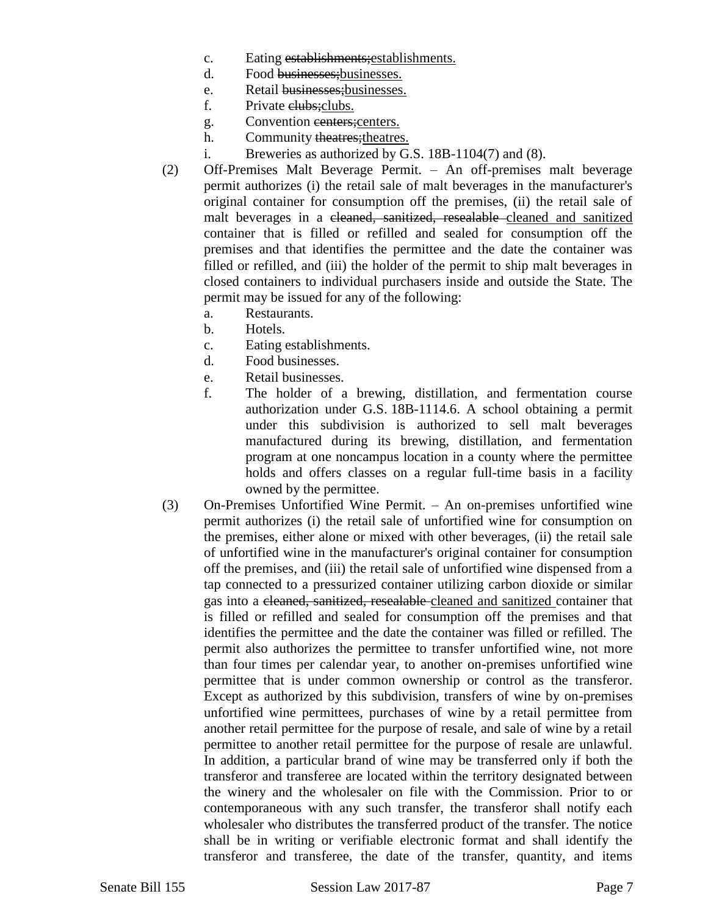c. Eating ~~establishments;~~establishments.
d. Food ~~businesses;~~businesses.
e. Retail ~~businesses;~~businesses.
f. Private ~~clubs;~~clubs.
g. Convention ~~centers;~~centers.
h. Community ~~theatres;~~theatres.
i. Breweries as authorized by G.S. 18B-1104(7) and (8).

(2) Off-Premises Malt Beverage Permit. – An off-premises malt beverage permit authorizes (i) the retail sale of malt beverages in the manufacturer's original container for consumption off the premises, (ii) the retail sale of malt beverages in a ~~cleaned, sanitized, resealable~~ cleaned and sanitized container that is filled or refilled and sealed for consumption off the premises and that identifies the permittee and the date the container was filled or refilled, and (iii) the holder of the permit to ship malt beverages in closed containers to individual purchasers inside and outside the State. The permit may be issued for any of the following:

a. Restaurants.
b. Hotels.
c. Eating establishments.
d. Food businesses.
e. Retail businesses.
f. The holder of a brewing, distillation, and fermentation course authorization under G.S. 18B-1114.6. A school obtaining a permit under this subdivision is authorized to sell malt beverages manufactured during its brewing, distillation, and fermentation program at one noncampus location in a county where the permittee holds and offers classes on a regular full-time basis in a facility owned by the permittee.

(3) On-Premises Unfortified Wine Permit. – An on-premises unfortified wine permit authorizes (i) the retail sale of unfortified wine for consumption on the premises, either alone or mixed with other beverages, (ii) the retail sale of unfortified wine in the manufacturer's original container for consumption off the premises, and (iii) the retail sale of unfortified wine dispensed from a tap connected to a pressurized container utilizing carbon dioxide or similar gas into a ~~cleaned, sanitized, resealable~~ cleaned and sanitized container that is filled or refilled and sealed for consumption off the premises and that identifies the permittee and the date the container was filled or refilled. The permit also authorizes the permittee to transfer unfortified wine, not more than four times per calendar year, to another on-premises unfortified wine permittee that is under common ownership or control as the transferor. Except as authorized by this subdivision, transfers of wine by on-premises unfortified wine permittees, purchases of wine by a retail permittee from another retail permittee for the purpose of resale, and sale of wine by a retail permittee to another retail permittee for the purpose of resale are unlawful. In addition, a particular brand of wine may be transferred only if both the transferor and transferee are located within the territory designated between the winery and the wholesaler on file with the Commission. Prior to or contemporaneous with any such transfer, the transferor shall notify each wholesaler who distributes the transferred product of the transfer. The notice shall be in writing or verifiable electronic format and shall identify the transferor and transferee, the date of the transfer, quantity, and items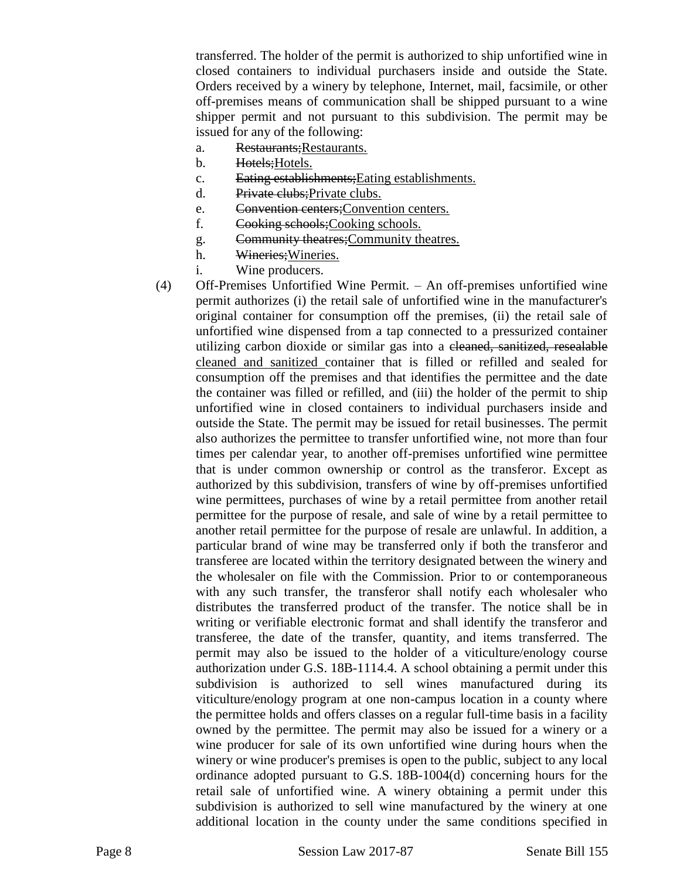transferred. The holder of the permit is authorized to ship unfortified wine in closed containers to individual purchasers inside and outside the State. Orders received by a winery by telephone, Internet, mail, facsimile, or other off-premises means of communication shall be shipped pursuant to a wine shipper permit and not pursuant to this subdivision. The permit may be issued for any of the following:

a. ~~Restaurants;~~Restaurants.
b. ~~Hotels;~~Hotels.
c. ~~Eating establishments;~~Eating establishments.
d. ~~Private clubs;~~Private clubs.
e. ~~Convention centers;~~Convention centers.
f. ~~Cooking schools;~~Cooking schools.
g. ~~Community theatres;~~Community theatres.
h. ~~Wineries;~~Wineries.
i. Wine producers.

(4) Off-Premises Unfortified Wine Permit. – An off-premises unfortified wine permit authorizes (i) the retail sale of unfortified wine in the manufacturer's original container for consumption off the premises, (ii) the retail sale of unfortified wine dispensed from a tap connected to a pressurized container utilizing carbon dioxide or similar gas into a ~~cleaned, sanitized, resealable~~ cleaned and sanitized container that is filled or refilled and sealed for consumption off the premises and that identifies the permittee and the date the container was filled or refilled, and (iii) the holder of the permit to ship unfortified wine in closed containers to individual purchasers inside and outside the State. The permit may be issued for retail businesses. The permit also authorizes the permittee to transfer unfortified wine, not more than four times per calendar year, to another off-premises unfortified wine permittee that is under common ownership or control as the transferor. Except as authorized by this subdivision, transfers of wine by off-premises unfortified wine permittees, purchases of wine by a retail permittee from another retail permittee for the purpose of resale, and sale of wine by a retail permittee to another retail permittee for the purpose of resale are unlawful. In addition, a particular brand of wine may be transferred only if both the transferor and transferee are located within the territory designated between the winery and the wholesaler on file with the Commission. Prior to or contemporaneous with any such transfer, the transferor shall notify each wholesaler who distributes the transferred product of the transfer. The notice shall be in writing or verifiable electronic format and shall identify the transferor and transferee, the date of the transfer, quantity, and items transferred. The permit may also be issued to the holder of a viticulture/enology course authorization under G.S. 18B-1114.4. A school obtaining a permit under this subdivision is authorized to sell wines manufactured during its viticulture/enology program at one non-campus location in a county where the permittee holds and offers classes on a regular full-time basis in a facility owned by the permittee. The permit may also be issued for a winery or a wine producer for sale of its own unfortified wine during hours when the winery or wine producer's premises is open to the public, subject to any local ordinance adopted pursuant to G.S. 18B-1004(d) concerning hours for the retail sale of unfortified wine. A winery obtaining a permit under this subdivision is authorized to sell wine manufactured by the winery at one additional location in the county under the same conditions specified in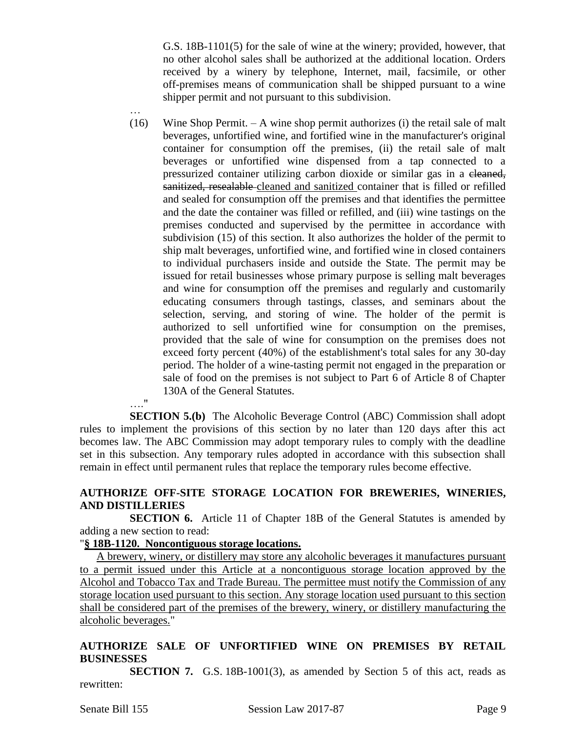G.S. 18B-1101(5) for the sale of wine at the winery; provided, however, that no other alcohol sales shall be authorized at the additional location. Orders received by a winery by telephone, Internet, mail, facsimile, or other off-premises means of communication shall be shipped pursuant to a wine shipper permit and not pursuant to this subdivision.

…

(16) Wine Shop Permit. – A wine shop permit authorizes (i) the retail sale of malt beverages, unfortified wine, and fortified wine in the manufacturer's original container for consumption off the premises, (ii) the retail sale of malt beverages or unfortified wine dispensed from a tap connected to a pressurized container utilizing carbon dioxide or similar gas in a ~~cleaned, sanitized, resealable~~ <u>cleaned and sanitized</u> container that is filled or refilled and sealed for consumption off the premises and that identifies the permittee and the date the container was filled or refilled, and (iii) wine tastings on the premises conducted and supervised by the permittee in accordance with subdivision (15) of this section. It also authorizes the holder of the permit to ship malt beverages, unfortified wine, and fortified wine in closed containers to individual purchasers inside and outside the State. The permit may be issued for retail businesses whose primary purpose is selling malt beverages and wine for consumption off the premises and regularly and customarily educating consumers through tastings, classes, and seminars about the selection, serving, and storing of wine. The holder of the permit is authorized to sell unfortified wine for consumption on the premises, provided that the sale of wine for consumption on the premises does not exceed forty percent (40%) of the establishment's total sales for any 30-day period. The holder of a wine-tasting permit not engaged in the preparation or sale of food on the premises is not subject to Part 6 of Article 8 of Chapter 130A of the General Statutes.

…."

**SECTION 5.(b)** The Alcoholic Beverage Control (ABC) Commission shall adopt rules to implement the provisions of this section by no later than 120 days after this act becomes law. The ABC Commission may adopt temporary rules to comply with the deadline set in this subsection. Any temporary rules adopted in accordance with this subsection shall remain in effect until permanent rules that replace the temporary rules become effective.

**AUTHORIZE OFF-SITE STORAGE LOCATION FOR BREWERIES, WINERIES, AND DISTILLERIES**

**SECTION 6.** Article 11 of Chapter 18B of the General Statutes is amended by adding a new section to read:

"**<u>§ 18B-1120. Noncontiguous storage locations.</u>**

<u>A brewery, winery, or distillery may store any alcoholic beverages it manufactures pursuant to a permit issued under this Article at a noncontiguous storage location approved by the Alcohol and Tobacco Tax and Trade Bureau. The permittee must notify the Commission of any storage location used pursuant to this section. Any storage location used pursuant to this section shall be considered part of the premises of the brewery, winery, or distillery manufacturing the alcoholic beverages.</u>"

**AUTHORIZE SALE OF UNFORTIFIED WINE ON PREMISES BY RETAIL BUSINESSES**

**SECTION 7.** G.S. 18B-1001(3), as amended by Section 5 of this act, reads as rewritten: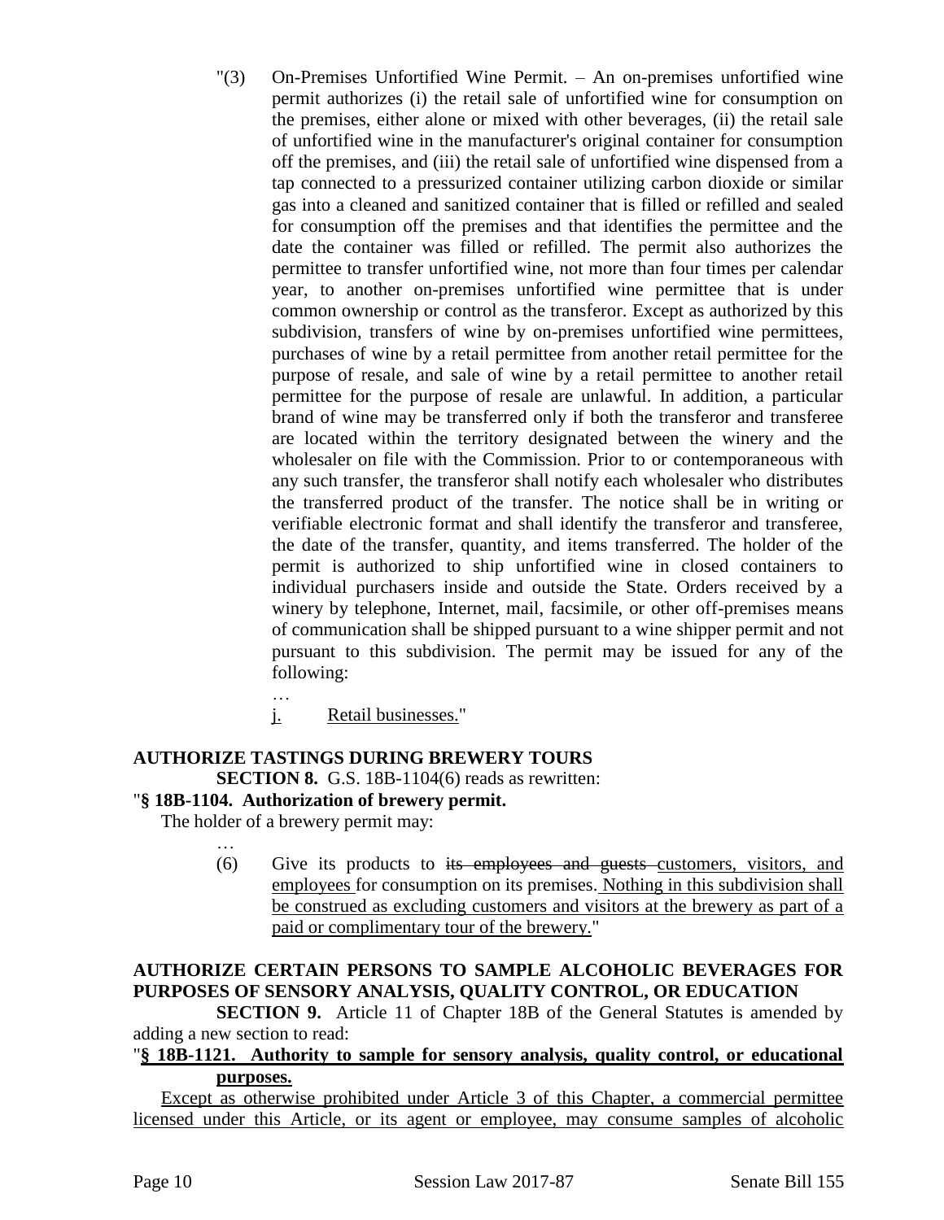"(3) On-Premises Unfortified Wine Permit. – An on-premises unfortified wine permit authorizes (i) the retail sale of unfortified wine for consumption on the premises, either alone or mixed with other beverages, (ii) the retail sale of unfortified wine in the manufacturer's original container for consumption off the premises, and (iii) the retail sale of unfortified wine dispensed from a tap connected to a pressurized container utilizing carbon dioxide or similar gas into a cleaned and sanitized container that is filled or refilled and sealed for consumption off the premises and that identifies the permittee and the date the container was filled or refilled. The permit also authorizes the permittee to transfer unfortified wine, not more than four times per calendar year, to another on-premises unfortified wine permittee that is under common ownership or control as the transferor. Except as authorized by this subdivision, transfers of wine by on-premises unfortified wine permittees, purchases of wine by a retail permittee from another retail permittee for the purpose of resale, and sale of wine by a retail permittee to another retail permittee for the purpose of resale are unlawful. In addition, a particular brand of wine may be transferred only if both the transferor and transferee are located within the territory designated between the winery and the wholesaler on file with the Commission. Prior to or contemporaneous with any such transfer, the transferor shall notify each wholesaler who distributes the transferred product of the transfer. The notice shall be in writing or verifiable electronic format and shall identify the transferor and transferee, the date of the transfer, quantity, and items transferred. The holder of the permit is authorized to ship unfortified wine in closed containers to individual purchasers inside and outside the State. Orders received by a winery by telephone, Internet, mail, facsimile, or other off-premises means of communication shall be shipped pursuant to a wine shipper permit and not pursuant to this subdivision. The permit may be issued for any of the following:

…

j. Retail businesses."

**AUTHORIZE TASTINGS DURING BREWERY TOURS**

**SECTION 8.** G.S. 18B-1104(6) reads as rewritten:

"**§ 18B-1104. Authorization of brewery permit.**

The holder of a brewery permit may:

…

(6) Give its products to ~~its employees and guests~~ customers, visitors, and employees for consumption on its premises. Nothing in this subdivision shall be construed as excluding customers and visitors at the brewery as part of a paid or complimentary tour of the brewery."

**AUTHORIZE CERTAIN PERSONS TO SAMPLE ALCOHOLIC BEVERAGES FOR PURPOSES OF SENSORY ANALYSIS, QUALITY CONTROL, OR EDUCATION**

**SECTION 9.** Article 11 of Chapter 18B of the General Statutes is amended by adding a new section to read:

"**§ 18B-1121. Authority to sample for sensory analysis, quality control, or educational purposes.**

Except as otherwise prohibited under Article 3 of this Chapter, a commercial permittee licensed under this Article, or its agent or employee, may consume samples of alcoholic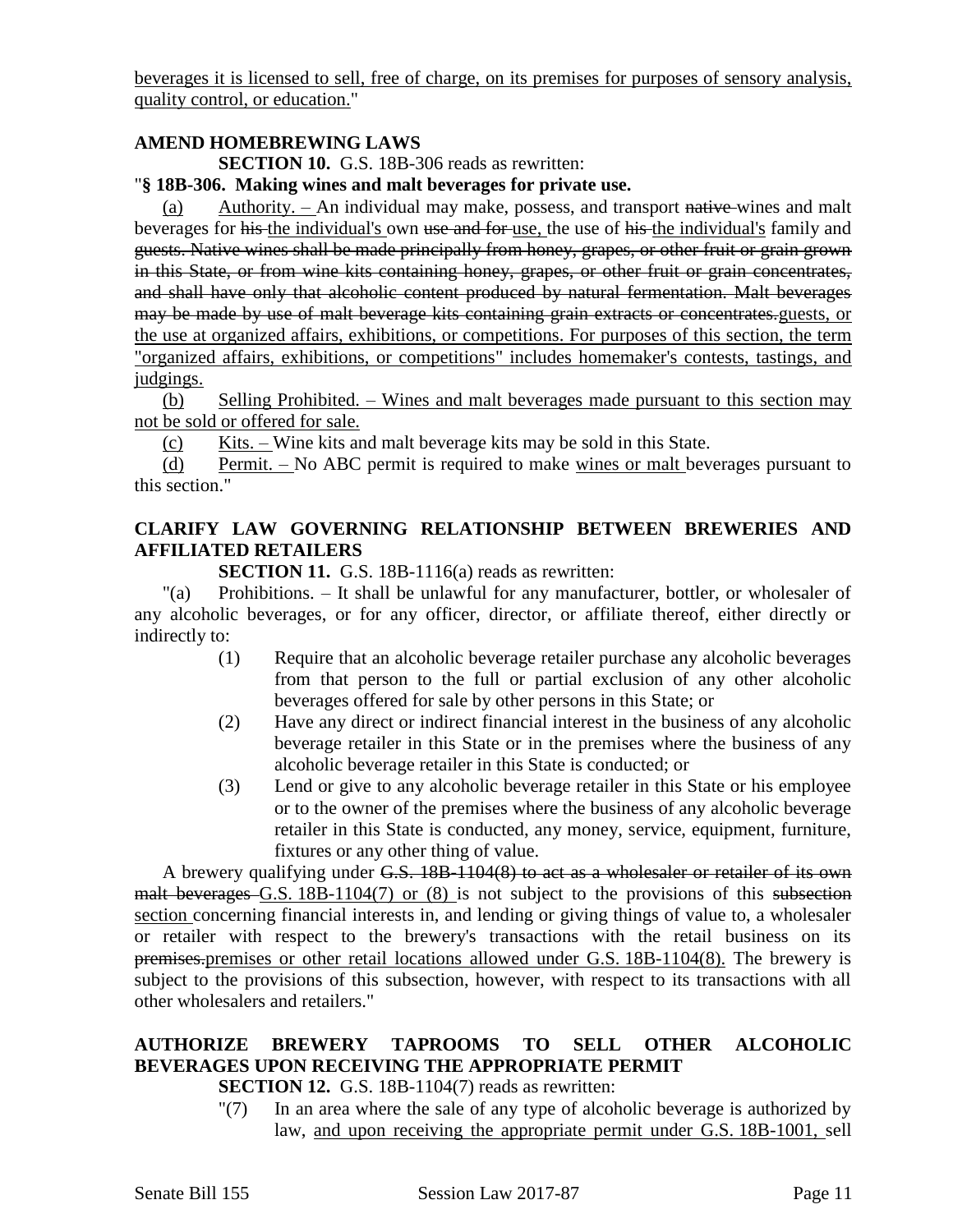beverages it is licensed to sell, free of charge, on its premises for purposes of sensory analysis, quality control, or education."

**AMEND HOMEBREWING LAWS**

**SECTION 10.** G.S. 18B-306 reads as rewritten:

"**§ 18B-306. Making wines and malt beverages for private use.**

(a) Authority. – An individual may make, possess, and transport native wines and malt beverages for his the individual's own use and for use, the use of his the individual's family and guests. Native wines shall be made principally from honey, grapes, or other fruit or grain grown in this State, or from wine kits containing honey, grapes, or other fruit or grain concentrates, and shall have only that alcoholic content produced by natural fermentation. Malt beverages may be made by use of malt beverage kits containing grain extracts or concentrates.guests, or the use at organized affairs, exhibitions, or competitions. For purposes of this section, the term "organized affairs, exhibitions, or competitions" includes homemaker's contests, tastings, and judgings.

(b) Selling Prohibited. – Wines and malt beverages made pursuant to this section may not be sold or offered for sale.

(c) Kits. – Wine kits and malt beverage kits may be sold in this State.

(d) Permit. – No ABC permit is required to make wines or malt beverages pursuant to this section."

**CLARIFY LAW GOVERNING RELATIONSHIP BETWEEN BREWERIES AND AFFILIATED RETAILERS**

**SECTION 11.** G.S. 18B-1116(a) reads as rewritten:

"(a) Prohibitions. – It shall be unlawful for any manufacturer, bottler, or wholesaler of any alcoholic beverages, or for any officer, director, or affiliate thereof, either directly or indirectly to:

(1) Require that an alcoholic beverage retailer purchase any alcoholic beverages from that person to the full or partial exclusion of any other alcoholic beverages offered for sale by other persons in this State; or

(2) Have any direct or indirect financial interest in the business of any alcoholic beverage retailer in this State or in the premises where the business of any alcoholic beverage retailer in this State is conducted; or

(3) Lend or give to any alcoholic beverage retailer in this State or his employee or to the owner of the premises where the business of any alcoholic beverage retailer in this State is conducted, any money, service, equipment, furniture, fixtures or any other thing of value.

A brewery qualifying under G.S. 18B-1104(8) to act as a wholesaler or retailer of its own malt beverages G.S. 18B-1104(7) or (8) is not subject to the provisions of this subsection section concerning financial interests in, and lending or giving things of value to, a wholesaler or retailer with respect to the brewery's transactions with the retail business on its premises.premises or other retail locations allowed under G.S. 18B-1104(8). The brewery is subject to the provisions of this subsection, however, with respect to its transactions with all other wholesalers and retailers."

**AUTHORIZE BREWERY TAPROOMS TO SELL OTHER ALCOHOLIC BEVERAGES UPON RECEIVING THE APPROPRIATE PERMIT**

**SECTION 12.** G.S. 18B-1104(7) reads as rewritten:

"(7) In an area where the sale of any type of alcoholic beverage is authorized by law, and upon receiving the appropriate permit under G.S. 18B-1001, sell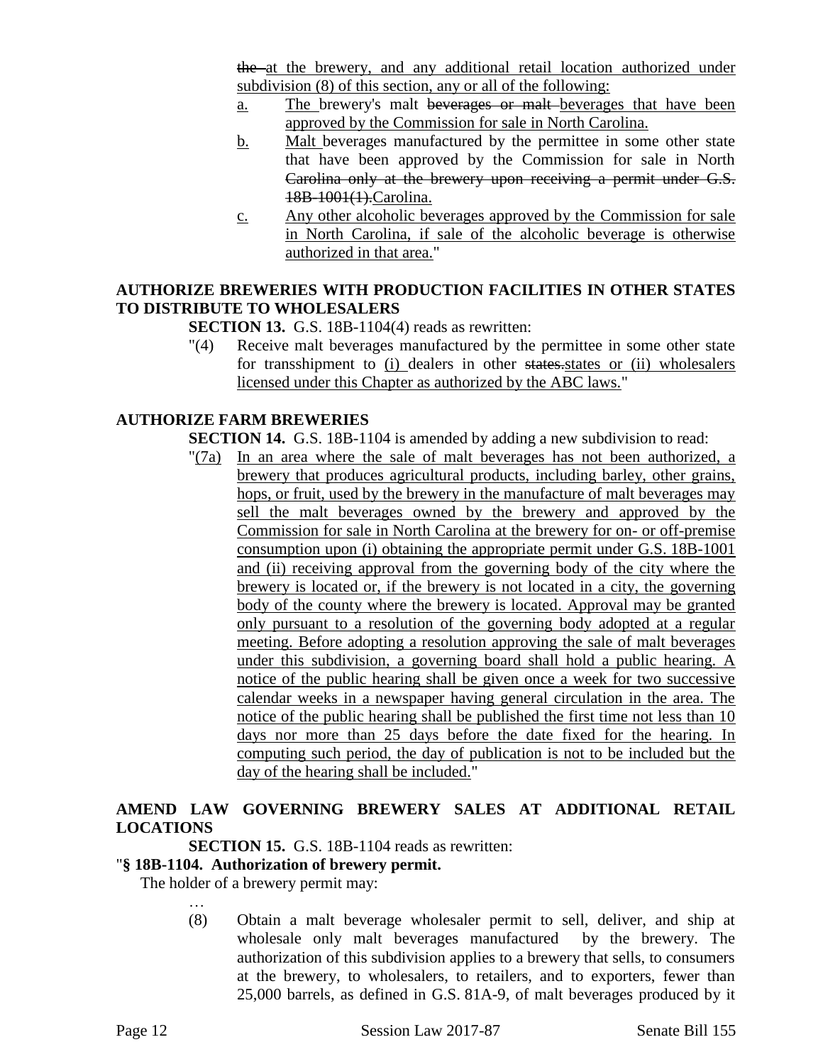~~the~~ at the brewery, and any additional retail location authorized under subdivision (8) of this section, any or all of the following:

a. The brewery's malt ~~beverages or malt~~ beverages that have been approved by the Commission for sale in North Carolina.

b. Malt beverages manufactured by the permittee in some other state that have been approved by the Commission for sale in North ~~Carolina only at the brewery upon receiving a permit under G.S. 18B-1001(1).~~Carolina.

c. Any other alcoholic beverages approved by the Commission for sale in North Carolina, if sale of the alcoholic beverage is otherwise authorized in that area."

**AUTHORIZE BREWERIES WITH PRODUCTION FACILITIES IN OTHER STATES TO DISTRIBUTE TO WHOLESALERS**

**SECTION 13.** G.S. 18B-1104(4) reads as rewritten:

"(4) Receive malt beverages manufactured by the permittee in some other state for transshipment to (i) dealers in other ~~states.~~states or (ii) wholesalers licensed under this Chapter as authorized by the ABC laws."

**AUTHORIZE FARM BREWERIES**

**SECTION 14.** G.S. 18B-1104 is amended by adding a new subdivision to read:

"(7a) In an area where the sale of malt beverages has not been authorized, a brewery that produces agricultural products, including barley, other grains, hops, or fruit, used by the brewery in the manufacture of malt beverages may sell the malt beverages owned by the brewery and approved by the Commission for sale in North Carolina at the brewery for on- or off-premise consumption upon (i) obtaining the appropriate permit under G.S. 18B-1001 and (ii) receiving approval from the governing body of the city where the brewery is located or, if the brewery is not located in a city, the governing body of the county where the brewery is located. Approval may be granted only pursuant to a resolution of the governing body adopted at a regular meeting. Before adopting a resolution approving the sale of malt beverages under this subdivision, a governing board shall hold a public hearing. A notice of the public hearing shall be given once a week for two successive calendar weeks in a newspaper having general circulation in the area. The notice of the public hearing shall be published the first time not less than 10 days nor more than 25 days before the date fixed for the hearing. In computing such period, the day of publication is not to be included but the day of the hearing shall be included."

**AMEND LAW GOVERNING BREWERY SALES AT ADDITIONAL RETAIL LOCATIONS**

**SECTION 15.** G.S. 18B-1104 reads as rewritten:

"**§ 18B-1104. Authorization of brewery permit.**

The holder of a brewery permit may:

…

(8) Obtain a malt beverage wholesaler permit to sell, deliver, and ship at wholesale only malt beverages manufactured by the brewery. The authorization of this subdivision applies to a brewery that sells, to consumers at the brewery, to wholesalers, to retailers, and to exporters, fewer than 25,000 barrels, as defined in G.S. 81A-9, of malt beverages produced by it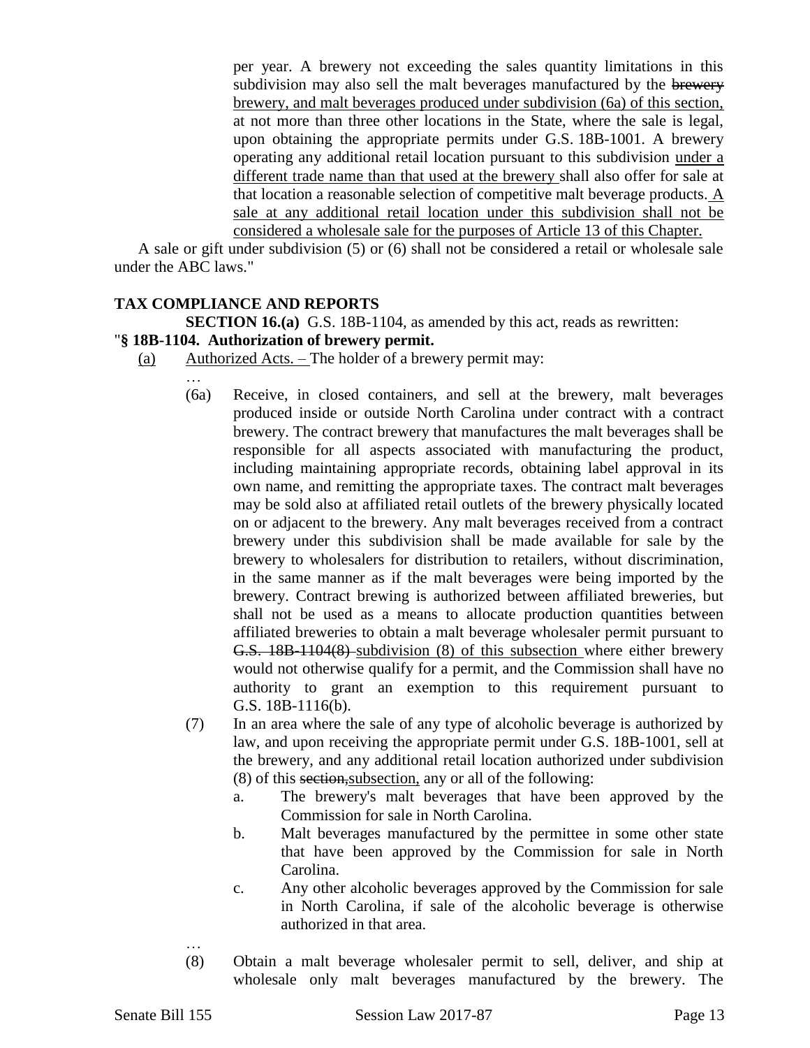per year. A brewery not exceeding the sales quantity limitations in this subdivision may also sell the malt beverages manufactured by the ~~brewery~~ brewery, and malt beverages produced under subdivision (6a) of this section, at not more than three other locations in the State, where the sale is legal, upon obtaining the appropriate permits under G.S. 18B-1001. A brewery operating any additional retail location pursuant to this subdivision under a different trade name than that used at the brewery shall also offer for sale at that location a reasonable selection of competitive malt beverage products. A sale at any additional retail location under this subdivision shall not be considered a wholesale sale for the purposes of Article 13 of this Chapter.

A sale or gift under subdivision (5) or (6) shall not be considered a retail or wholesale sale under the ABC laws."

**TAX COMPLIANCE AND REPORTS**

**SECTION 16.(a)** G.S. 18B-1104, as amended by this act, reads as rewritten:

"**§ 18B-1104. Authorization of brewery permit.**

(a) Authorized Acts. – The holder of a brewery permit may:

…

(6a) Receive, in closed containers, and sell at the brewery, malt beverages produced inside or outside North Carolina under contract with a contract brewery. The contract brewery that manufactures the malt beverages shall be responsible for all aspects associated with manufacturing the product, including maintaining appropriate records, obtaining label approval in its own name, and remitting the appropriate taxes. The contract malt beverages may be sold also at affiliated retail outlets of the brewery physically located on or adjacent to the brewery. Any malt beverages received from a contract brewery under this subdivision shall be made available for sale by the brewery to wholesalers for distribution to retailers, without discrimination, in the same manner as if the malt beverages were being imported by the brewery. Contract brewing is authorized between affiliated breweries, but shall not be used as a means to allocate production quantities between affiliated breweries to obtain a malt beverage wholesaler permit pursuant to ~~G.S. 18B-1104(8)~~ subdivision (8) of this subsection where either brewery would not otherwise qualify for a permit, and the Commission shall have no authority to grant an exemption to this requirement pursuant to G.S. 18B-1116(b).

(7) In an area where the sale of any type of alcoholic beverage is authorized by law, and upon receiving the appropriate permit under G.S. 18B-1001, sell at the brewery, and any additional retail location authorized under subdivision (8) of this ~~section,~~subsection, any or all of the following:

a. The brewery's malt beverages that have been approved by the Commission for sale in North Carolina.

b. Malt beverages manufactured by the permittee in some other state that have been approved by the Commission for sale in North Carolina.

c. Any other alcoholic beverages approved by the Commission for sale in North Carolina, if sale of the alcoholic beverage is otherwise authorized in that area.

…

(8) Obtain a malt beverage wholesaler permit to sell, deliver, and ship at wholesale only malt beverages manufactured by the brewery. The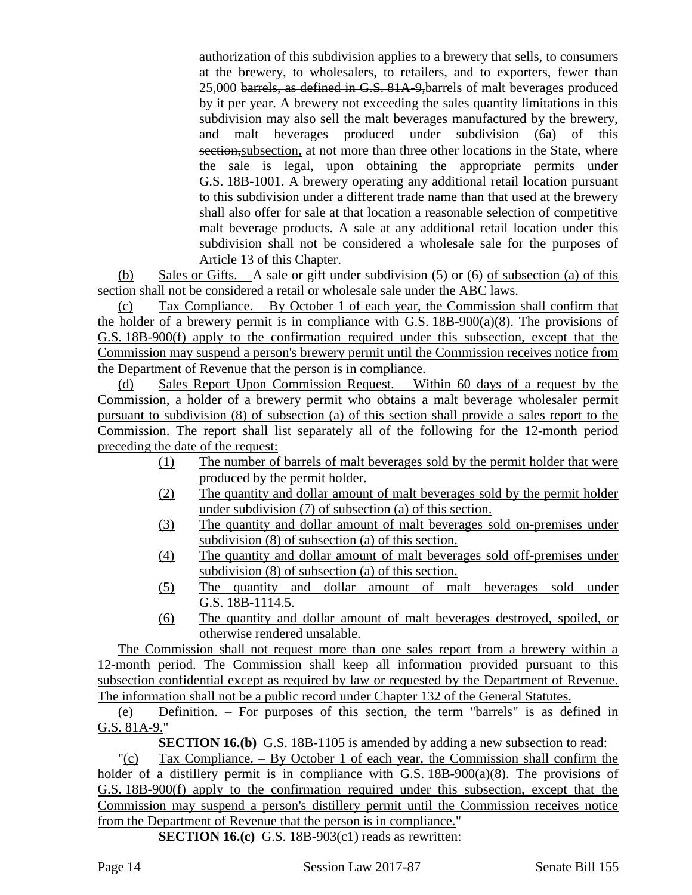authorization of this subdivision applies to a brewery that sells, to consumers at the brewery, to wholesalers, to retailers, and to exporters, fewer than 25,000 ~~barrels, as defined in G.S. 81A-9,~~barrels of malt beverages produced by it per year. A brewery not exceeding the sales quantity limitations in this subdivision may also sell the malt beverages manufactured by the brewery, and malt beverages produced under subdivision (6a) of this ~~section,~~subsection, at not more than three other locations in the State, where the sale is legal, upon obtaining the appropriate permits under G.S. 18B-1001. A brewery operating any additional retail location pursuant to this subdivision under a different trade name than that used at the brewery shall also offer for sale at that location a reasonable selection of competitive malt beverage products. A sale at any additional retail location under this subdivision shall not be considered a wholesale sale for the purposes of Article 13 of this Chapter.

(b) Sales or Gifts. – A sale or gift under subdivision (5) or (6) of subsection (a) of this section shall not be considered a retail or wholesale sale under the ABC laws.

(c) Tax Compliance. – By October 1 of each year, the Commission shall confirm that the holder of a brewery permit is in compliance with G.S. 18B-900(a)(8). The provisions of G.S. 18B-900(f) apply to the confirmation required under this subsection, except that the Commission may suspend a person's brewery permit until the Commission receives notice from the Department of Revenue that the person is in compliance.

(d) Sales Report Upon Commission Request. – Within 60 days of a request by the Commission, a holder of a brewery permit who obtains a malt beverage wholesaler permit pursuant to subdivision (8) of subsection (a) of this section shall provide a sales report to the Commission. The report shall list separately all of the following for the 12-month period preceding the date of the request:

(1) The number of barrels of malt beverages sold by the permit holder that were produced by the permit holder.

(2) The quantity and dollar amount of malt beverages sold by the permit holder under subdivision (7) of subsection (a) of this section.

(3) The quantity and dollar amount of malt beverages sold on-premises under subdivision (8) of subsection (a) of this section.

(4) The quantity and dollar amount of malt beverages sold off-premises under subdivision (8) of subsection (a) of this section.

(5) The quantity and dollar amount of malt beverages sold under G.S. 18B-1114.5.

(6) The quantity and dollar amount of malt beverages destroyed, spoiled, or otherwise rendered unsalable.

The Commission shall not request more than one sales report from a brewery within a 12-month period. The Commission shall keep all information provided pursuant to this subsection confidential except as required by law or requested by the Department of Revenue. The information shall not be a public record under Chapter 132 of the General Statutes.

(e) Definition. – For purposes of this section, the term "barrels" is as defined in G.S. 81A-9."

**SECTION 16.(b)** G.S. 18B-1105 is amended by adding a new subsection to read:

"(c) Tax Compliance. – By October 1 of each year, the Commission shall confirm the holder of a distillery permit is in compliance with G.S. 18B-900(a)(8). The provisions of G.S. 18B-900(f) apply to the confirmation required under this subsection, except that the Commission may suspend a person's distillery permit until the Commission receives notice from the Department of Revenue that the person is in compliance."

**SECTION 16.(c)** G.S. 18B-903(c1) reads as rewritten: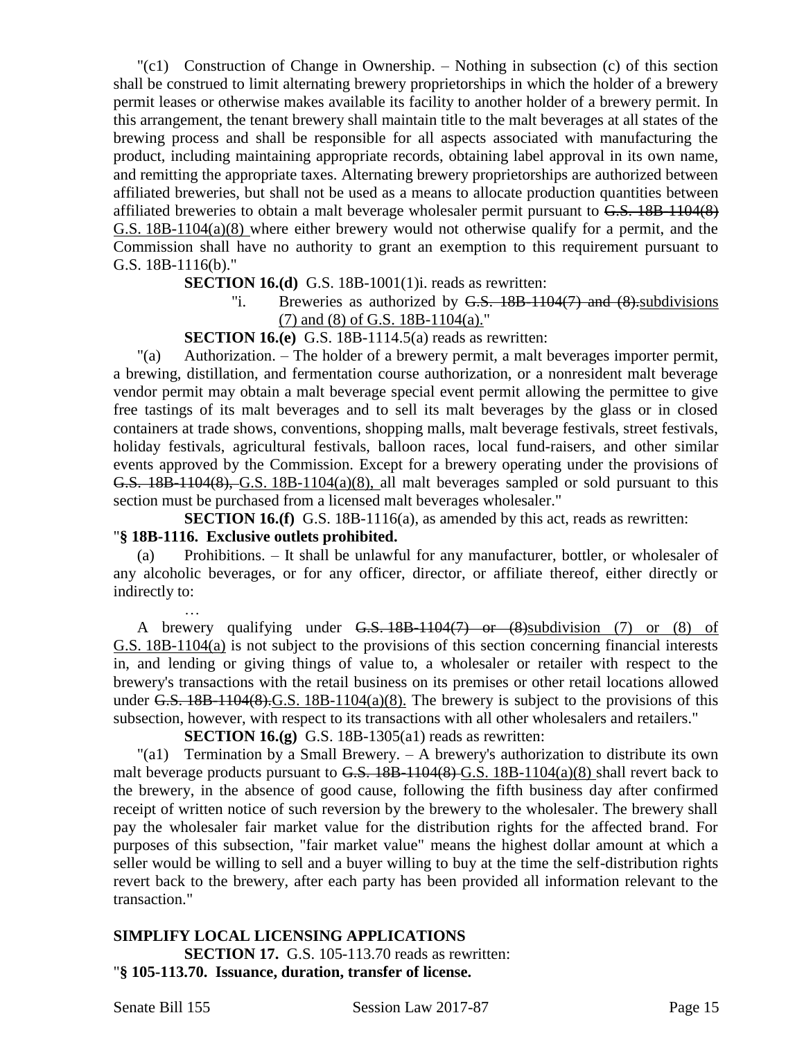"(c1) Construction of Change in Ownership. – Nothing in subsection (c) of this section shall be construed to limit alternating brewery proprietorships in which the holder of a brewery permit leases or otherwise makes available its facility to another holder of a brewery permit. In this arrangement, the tenant brewery shall maintain title to the malt beverages at all states of the brewing process and shall be responsible for all aspects associated with manufacturing the product, including maintaining appropriate records, obtaining label approval in its own name, and remitting the appropriate taxes. Alternating brewery proprietorships are authorized between affiliated breweries, but shall not be used as a means to allocate production quantities between affiliated breweries to obtain a malt beverage wholesaler permit pursuant to ~~G.S. 18B-1104(8)~~ G.S. 18B-1104(a)(8) where either brewery would not otherwise qualify for a permit, and the Commission shall have no authority to grant an exemption to this requirement pursuant to G.S. 18B-1116(b)."

**SECTION 16.(d)** G.S. 18B-1001(1)i. reads as rewritten:

"i. Breweries as authorized by ~~G.S. 18B-1104(7) and (8).~~subdivisions (7) and (8) of G.S. 18B-1104(a)."

**SECTION 16.(e)** G.S. 18B-1114.5(a) reads as rewritten:

"(a) Authorization. – The holder of a brewery permit, a malt beverages importer permit, a brewing, distillation, and fermentation course authorization, or a nonresident malt beverage vendor permit may obtain a malt beverage special event permit allowing the permittee to give free tastings of its malt beverages and to sell its malt beverages by the glass or in closed containers at trade shows, conventions, shopping malls, malt beverage festivals, street festivals, holiday festivals, agricultural festivals, balloon races, local fund-raisers, and other similar events approved by the Commission. Except for a brewery operating under the provisions of ~~G.S. 18B-1104(8),~~ G.S. 18B-1104(a)(8), all malt beverages sampled or sold pursuant to this section must be purchased from a licensed malt beverages wholesaler."

**SECTION 16.(f)** G.S. 18B-1116(a), as amended by this act, reads as rewritten:

"**§ 18B-1116. Exclusive outlets prohibited.**

(a) Prohibitions. – It shall be unlawful for any manufacturer, bottler, or wholesaler of any alcoholic beverages, or for any officer, director, or affiliate thereof, either directly or indirectly to:

…

A brewery qualifying under ~~G.S. 18B-1104(7) or (8)~~subdivision (7) or (8) of G.S. 18B-1104(a) is not subject to the provisions of this section concerning financial interests in, and lending or giving things of value to, a wholesaler or retailer with respect to the brewery's transactions with the retail business on its premises or other retail locations allowed under ~~G.S. 18B-1104(8).~~G.S. 18B-1104(a)(8). The brewery is subject to the provisions of this subsection, however, with respect to its transactions with all other wholesalers and retailers."

**SECTION 16.(g)** G.S. 18B-1305(a1) reads as rewritten:

"(a1) Termination by a Small Brewery. – A brewery's authorization to distribute its own malt beverage products pursuant to ~~G.S. 18B-1104(8)~~ G.S. 18B-1104(a)(8) shall revert back to the brewery, in the absence of good cause, following the fifth business day after confirmed receipt of written notice of such reversion by the brewery to the wholesaler. The brewery shall pay the wholesaler fair market value for the distribution rights for the affected brand. For purposes of this subsection, "fair market value" means the highest dollar amount at which a seller would be willing to sell and a buyer willing to buy at the time the self-distribution rights revert back to the brewery, after each party has been provided all information relevant to the transaction."

**SIMPLIFY LOCAL LICENSING APPLICATIONS**

**SECTION 17.** G.S. 105-113.70 reads as rewritten:

"**§ 105-113.70. Issuance, duration, transfer of license.**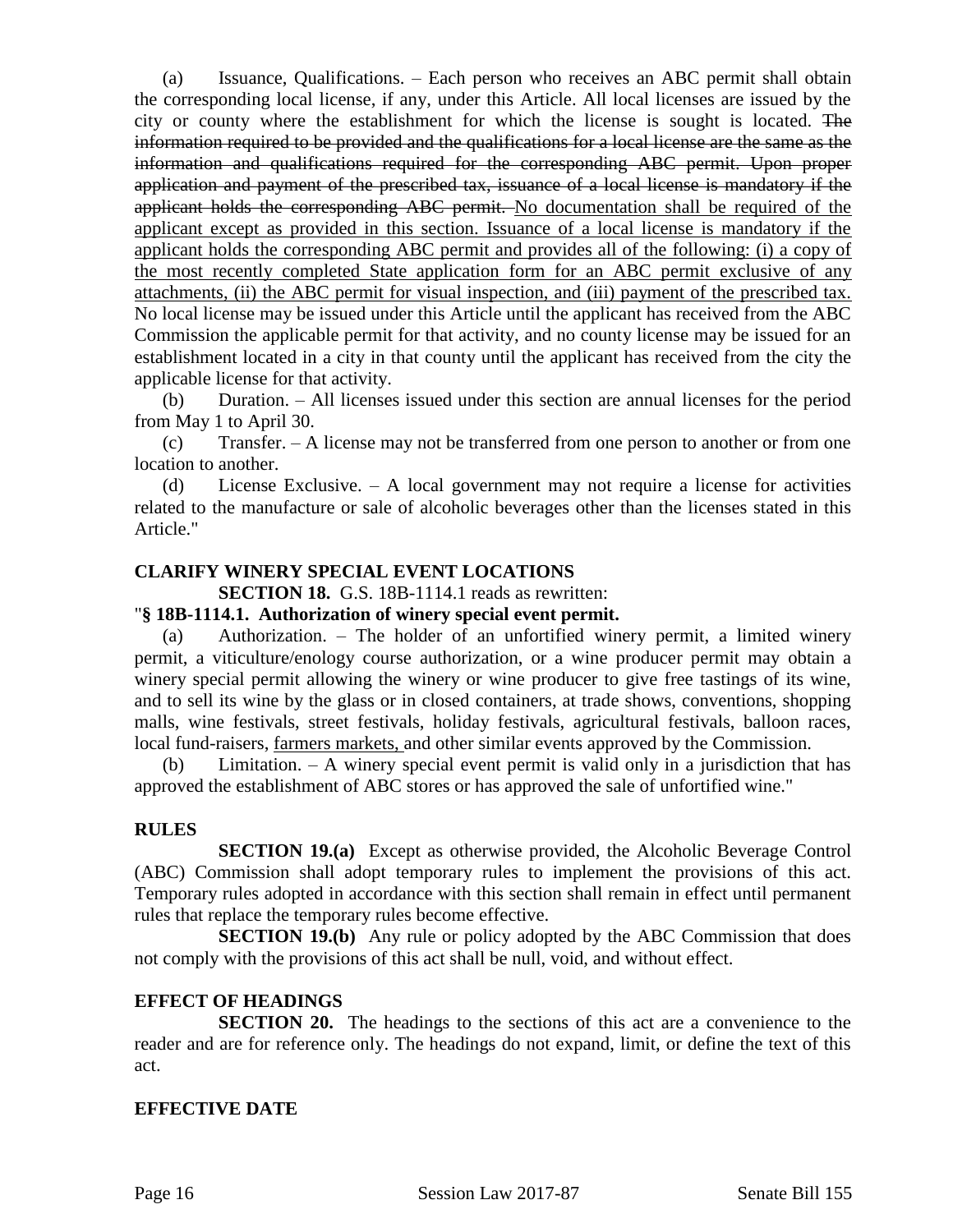(a) Issuance, Qualifications. – Each person who receives an ABC permit shall obtain the corresponding local license, if any, under this Article. All local licenses are issued by the city or county where the establishment for which the license is sought is located. ~~The information required to be provided and the qualifications for a local license are the same as the information and qualifications required for the corresponding ABC permit. Upon proper application and payment of the prescribed tax, issuance of a local license is mandatory if the applicant holds the corresponding ABC permit.~~ <u>No documentation shall be required of the applicant except as provided in this section. Issuance of a local license is mandatory if the applicant holds the corresponding ABC permit and provides all of the following: (i) a copy of the most recently completed State application form for an ABC permit exclusive of any attachments, (ii) the ABC permit for visual inspection, and (iii) payment of the prescribed tax.</u> No local license may be issued under this Article until the applicant has received from the ABC Commission the applicable permit for that activity, and no county license may be issued for an establishment located in a city in that county until the applicant has received from the city the applicable license for that activity.

(b) Duration. – All licenses issued under this section are annual licenses for the period from May 1 to April 30.

(c) Transfer. – A license may not be transferred from one person to another or from one location to another.

(d) License Exclusive. – A local government may not require a license for activities related to the manufacture or sale of alcoholic beverages other than the licenses stated in this Article."

**CLARIFY WINERY SPECIAL EVENT LOCATIONS**

**SECTION 18.** G.S. 18B-1114.1 reads as rewritten:

"**§ 18B-1114.1. Authorization of winery special event permit.**

(a) Authorization. – The holder of an unfortified winery permit, a limited winery permit, a viticulture/enology course authorization, or a wine producer permit may obtain a winery special permit allowing the winery or wine producer to give free tastings of its wine, and to sell its wine by the glass or in closed containers, at trade shows, conventions, shopping malls, wine festivals, street festivals, holiday festivals, agricultural festivals, balloon races, local fund-raisers, <u>farmers markets,</u> and other similar events approved by the Commission.

(b) Limitation. – A winery special event permit is valid only in a jurisdiction that has approved the establishment of ABC stores or has approved the sale of unfortified wine."

**RULES**

**SECTION 19.(a)** Except as otherwise provided, the Alcoholic Beverage Control (ABC) Commission shall adopt temporary rules to implement the provisions of this act. Temporary rules adopted in accordance with this section shall remain in effect until permanent rules that replace the temporary rules become effective.

**SECTION 19.(b)** Any rule or policy adopted by the ABC Commission that does not comply with the provisions of this act shall be null, void, and without effect.

**EFFECT OF HEADINGS**

**SECTION 20.** The headings to the sections of this act are a convenience to the reader and are for reference only. The headings do not expand, limit, or define the text of this act.

**EFFECTIVE DATE**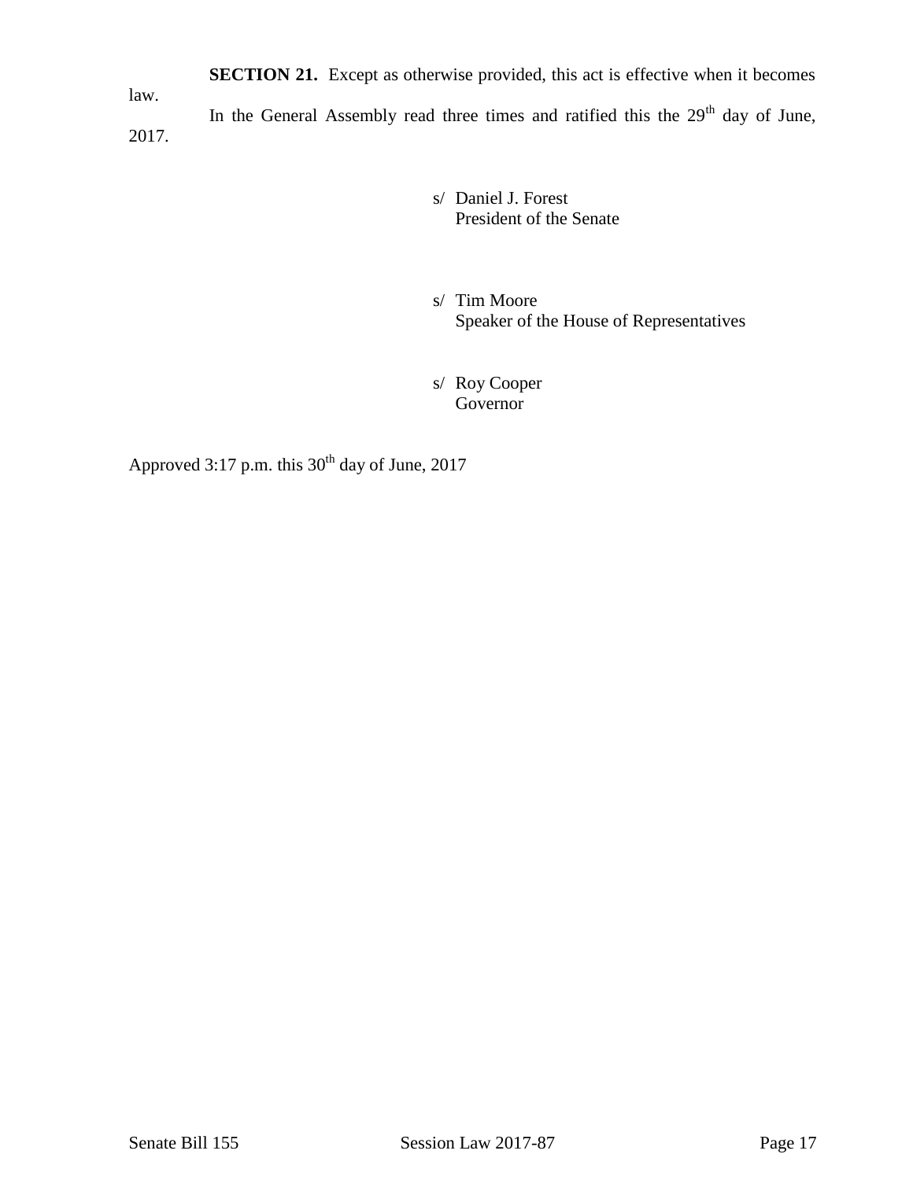**SECTION 21.** Except as otherwise provided, this act is effective when it becomes law.

In the General Assembly read three times and ratified this the 29th day of June, 2017.

s/ Daniel J. Forest
President of the Senate

s/ Tim Moore
Speaker of the House of Representatives

s/ Roy Cooper
Governor

Approved 3:17 p.m. this 30th day of June, 2017